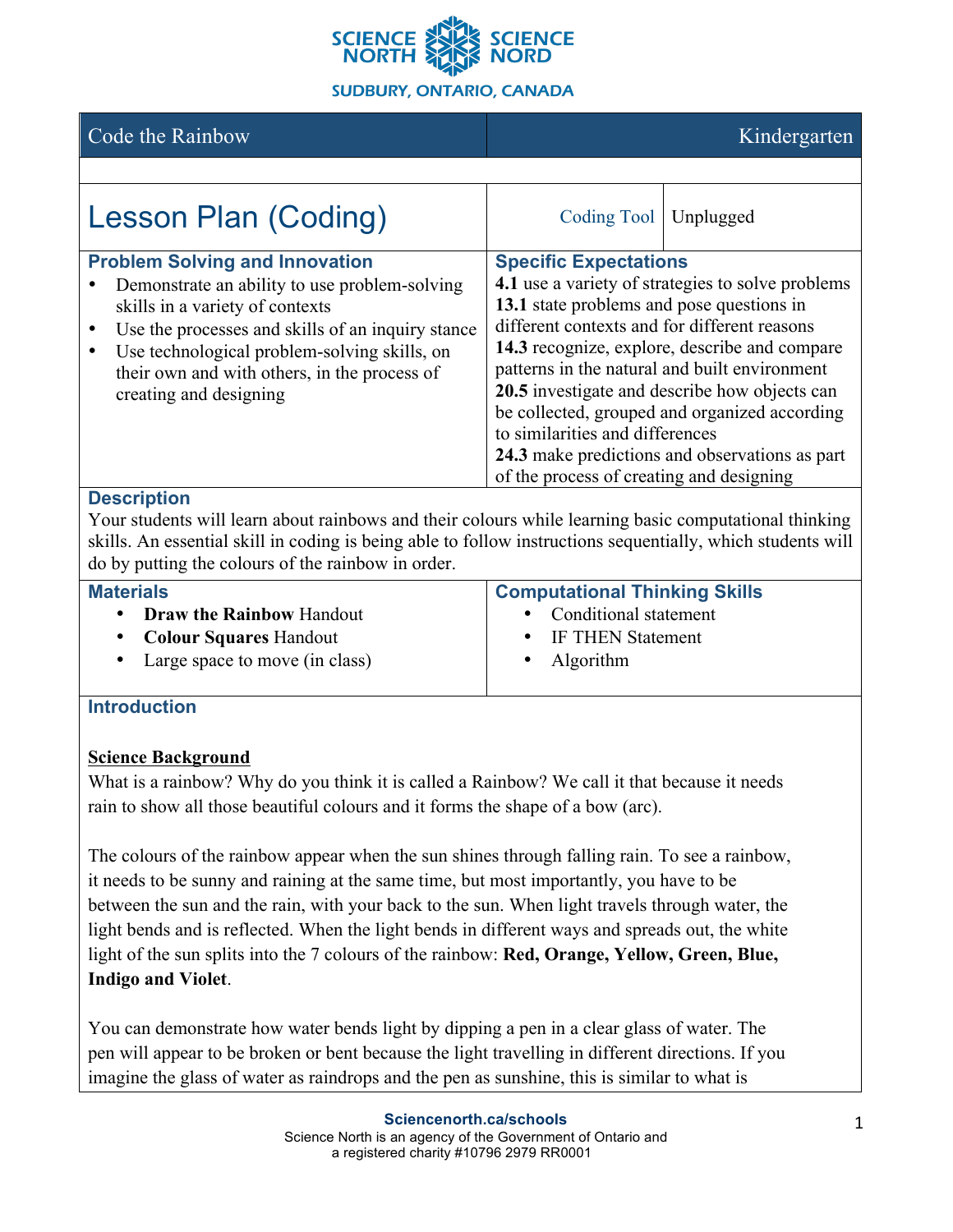SCIENCE NORTH SCIENCE NORD

SUDBURY, ONTARIO, CANADA

| Code the Rainbow | Kindergarten |
|---|---|

# Lesson Plan (Coding)

| Coding Tool | Unplugged |
|---|---|

### Problem Solving and Innovation

- Demonstrate an ability to use problem-solving skills in a variety of contexts
- Use the processes and skills of an inquiry stance
- Use technological problem-solving skills, on their own and with others, in the process of creating and designing

### Specific Expectations

**4.1** use a variety of strategies to solve problems
**13.1** state problems and pose questions in different contexts and for different reasons
**14.3** recognize, explore, describe and compare patterns in the natural and built environment
**20.5** investigate and describe how objects can be collected, grouped and organized according to similarities and differences
**24.3** make predictions and observations as part of the process of creating and designing

### Description

Your students will learn about rainbows and their colours while learning basic computational thinking skills. An essential skill in coding is being able to follow instructions sequentially, which students will do by putting the colours of the rainbow in order.

### Materials

- **Draw the Rainbow** Handout
- **Colour Squares** Handout
- Large space to move (in class)

### Computational Thinking Skills

- Conditional statement
- IF THEN Statement
- Algorithm

## Introduction

**Science Background**

What is a rainbow? Why do you think it is called a Rainbow? We call it that because it needs rain to show all those beautiful colours and it forms the shape of a bow (arc).

The colours of the rainbow appear when the sun shines through falling rain. To see a rainbow, it needs to be sunny and raining at the same time, but most importantly, you have to be between the sun and the rain, with your back to the sun. When light travels through water, the light bends and is reflected. When the light bends in different ways and spreads out, the white light of the sun splits into the 7 colours of the rainbow: **Red, Orange, Yellow, Green, Blue, Indigo and Violet**.

You can demonstrate how water bends light by dipping a pen in a clear glass of water. The pen will appear to be broken or bent because the light travelling in different directions. If you imagine the glass of water as raindrops and the pen as sunshine, this is similar to what is

Sciencenorth.ca/schools
Science North is an agency of the Government of Ontario and a registered charity #10796 2979 RR0001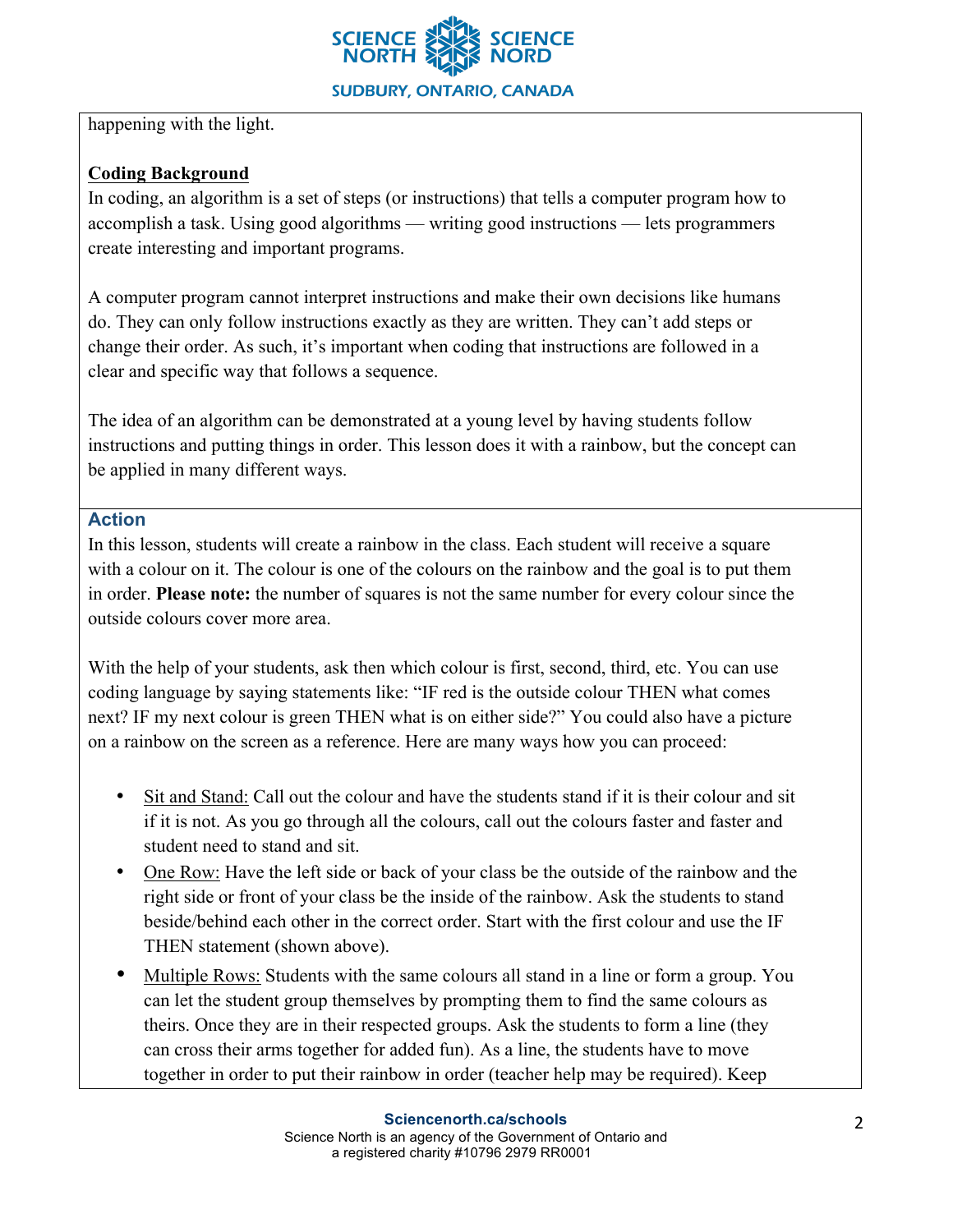happening with the light.

**Coding Background**

In coding, an algorithm is a set of steps (or instructions) that tells a computer program how to accomplish a task. Using good algorithms — writing good instructions — lets programmers create interesting and important programs.

A computer program cannot interpret instructions and make their own decisions like humans do. They can only follow instructions exactly as they are written. They can't add steps or change their order. As such, it's important when coding that instructions are followed in a clear and specific way that follows a sequence.

The idea of an algorithm can be demonstrated at a young level by having students follow instructions and putting things in order. This lesson does it with a rainbow, but the concept can be applied in many different ways.

## Action

In this lesson, students will create a rainbow in the class. Each student will receive a square with a colour on it. The colour is one of the colours on the rainbow and the goal is to put them in order. **Please note:** the number of squares is not the same number for every colour since the outside colours cover more area.

With the help of your students, ask then which colour is first, second, third, etc. You can use coding language by saying statements like: "IF red is the outside colour THEN what comes next? IF my next colour is green THEN what is on either side?" You could also have a picture on a rainbow on the screen as a reference. Here are many ways how you can proceed:

- Sit and Stand: Call out the colour and have the students stand if it is their colour and sit if it is not. As you go through all the colours, call out the colours faster and faster and student need to stand and sit.
- One Row: Have the left side or back of your class be the outside of the rainbow and the right side or front of your class be the inside of the rainbow. Ask the students to stand beside/behind each other in the correct order. Start with the first colour and use the IF THEN statement (shown above).
- Multiple Rows: Students with the same colours all stand in a line or form a group. You can let the student group themselves by prompting them to find the same colours as theirs. Once they are in their respected groups. Ask the students to form a line (they can cross their arms together for added fun). As a line, the students have to move together in order to put their rainbow in order (teacher help may be required). Keep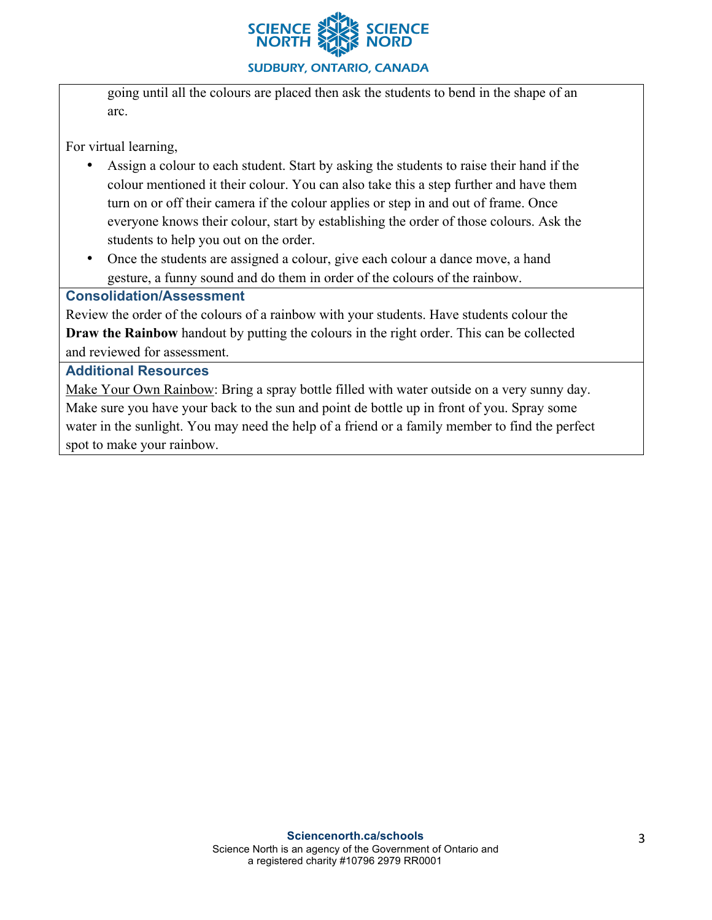going until all the colours are placed then ask the students to bend in the shape of an arc.

For virtual learning,

- Assign a colour to each student. Start by asking the students to raise their hand if the colour mentioned it their colour. You can also take this a step further and have them turn on or off their camera if the colour applies or step in and out of frame. Once everyone knows their colour, start by establishing the order of those colours. Ask the students to help you out on the order.
- Once the students are assigned a colour, give each colour a dance move, a hand gesture, a funny sound and do them in order of the colours of the rainbow.

### Consolidation/Assessment

Review the order of the colours of a rainbow with your students. Have students colour the **Draw the Rainbow** handout by putting the colours in the right order. This can be collected and reviewed for assessment.

### Additional Resources

Make Your Own Rainbow: Bring a spray bottle filled with water outside on a very sunny day. Make sure you have your back to the sun and point de bottle up in front of you. Spray some water in the sunlight. You may need the help of a friend or a family member to find the perfect spot to make your rainbow.